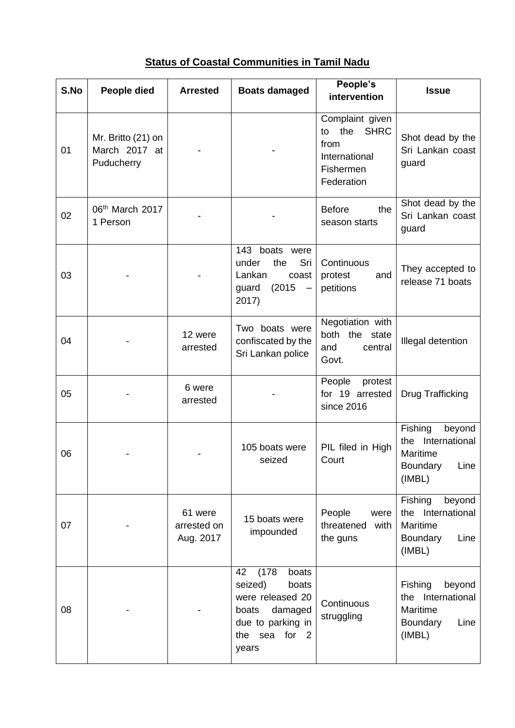**Status of Coastal Communities in Tamil Nadu**

| S.No | People died | Arrested | Boats damaged | People's intervention | Issue |
|---|---|---|---|---|---|
| 01 | Mr. Britto (21) on March 2017 at Puducherry | - | - | Complaint given to the SHRC from International Fishermen Federation | Shot dead by the Sri Lankan coast guard |
| 02 | 06th March 2017 1 Person | - | - | Before the season starts | Shot dead by the Sri Lankan coast guard |
| 03 | - | - | 143 boats were under the Sri Lankan coast guard (2015 – 2017) | Continuous protest and petitions | They accepted to release 71 boats |
| 04 | - | 12 were arrested | Two boats were confiscated by the Sri Lankan police | Negotiation with both the state and central Govt. | Illegal detention |
| 05 | - | 6 were arrested | - | People protest for 19 arrested since 2016 | Drug Trafficking |
| 06 | - | - | 105 boats were seized | PIL filed in High Court | Fishing beyond the International Maritime Boundary Line (IMBL) |
| 07 | - | 61 were arrested on Aug. 2017 | 15 boats were impounded | People were threatened with the guns | Fishing beyond the International Maritime Boundary Line (IMBL) |
| 08 | - | - | 42 (178 boats seized) boats were released 20 boats damaged due to parking in the sea for 2 years | Continuous struggling | Fishing beyond the International Maritime Boundary Line (IMBL) |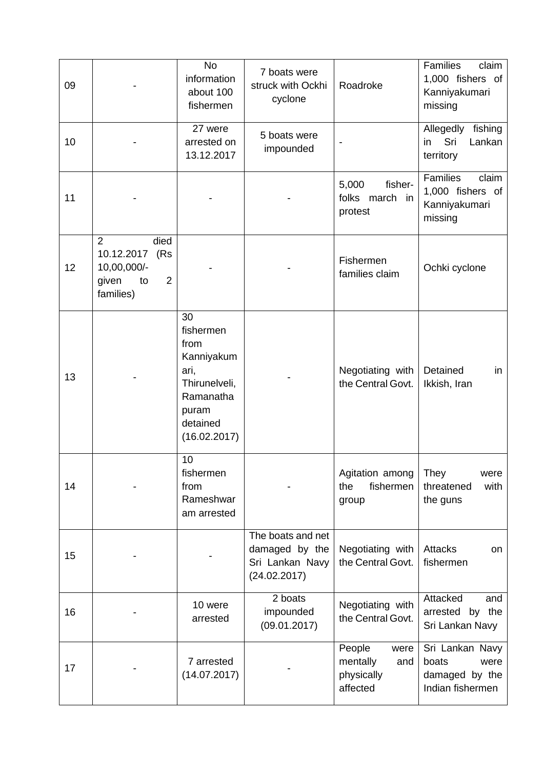| 09 | - | No information about 100 fishermen | 7 boats were struck with Ockhi cyclone | Roadroke | Families claim 1,000 fishers of Kanniyakumari missing |
|---|---|---|---|---|---|
| 10 | - | 27 were arrested on 13.12.2017 | 5 boats were impounded | - | Allegedly fishing in Sri Lankan territory |
| 11 | - | - | - | 5,000 fisher-folks march in protest | Families claim 1,000 fishers of Kanniyakumari missing |
| 12 | 2 died 10.12.2017 (Rs 10,00,000/- given to 2 families) | - | - | Fishermen families claim | Ochki cyclone |
| 13 | - | 30 fishermen from Kanniyakumari, Thirunelveli, Ramanathapuram detained (16.02.2017) | - | Negotiating with the Central Govt. | Detained in Ikkish, Iran |
| 14 | - | 10 fishermen from Rameshwaram arrested | - | Agitation among the fishermen group | They were threatened with the guns |
| 15 | - | - | The boats and net damaged by the Sri Lankan Navy (24.02.2017) | Negotiating with the Central Govt. | Attacks on fishermen |
| 16 | - | 10 were arrested | 2 boats impounded (09.01.2017) | Negotiating with the Central Govt. | Attacked and arrested by the Sri Lankan Navy |
| 17 | - | 7 arrested (14.07.2017) | - | People were mentally and physically affected | Sri Lankan Navy boats were damaged by the Indian fishermen |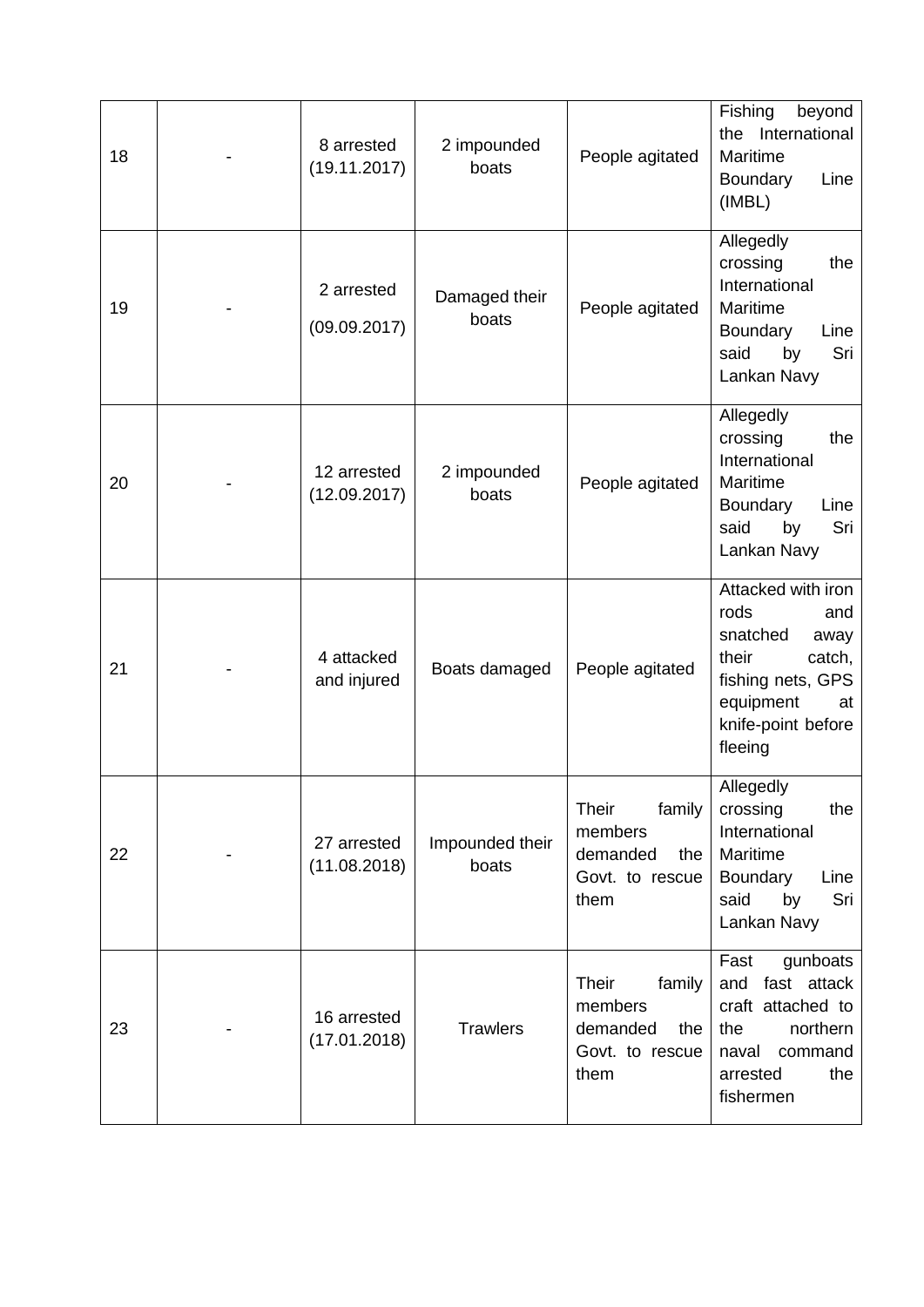| | | | | | |
|---|---|---|---|---|---|
| 18 | - | 8 arrested (19.11.2017) | 2 impounded boats | People agitated | Fishing beyond the International Maritime Boundary Line (IMBL) |
| 19 | - | 2 arrested (09.09.2017) | Damaged their boats | People agitated | Allegedly crossing the International Maritime Boundary Line said by Sri Lankan Navy |
| 20 | - | 12 arrested (12.09.2017) | 2 impounded boats | People agitated | Allegedly crossing the International Maritime Boundary Line said by Sri Lankan Navy |
| 21 | - | 4 attacked and injured | Boats damaged | People agitated | Attacked with iron rods and snatched away their catch, fishing nets, GPS equipment at knife-point before fleeing |
| 22 | - | 27 arrested (11.08.2018) | Impounded their boats | Their family members demanded the Govt. to rescue them | Allegedly crossing the International Maritime Boundary Line said by Sri Lankan Navy |
| 23 | - | 16 arrested (17.01.2018) | Trawlers | Their family members demanded the Govt. to rescue them | Fast gunboats and fast attack craft attached to the northern naval command arrested the fishermen |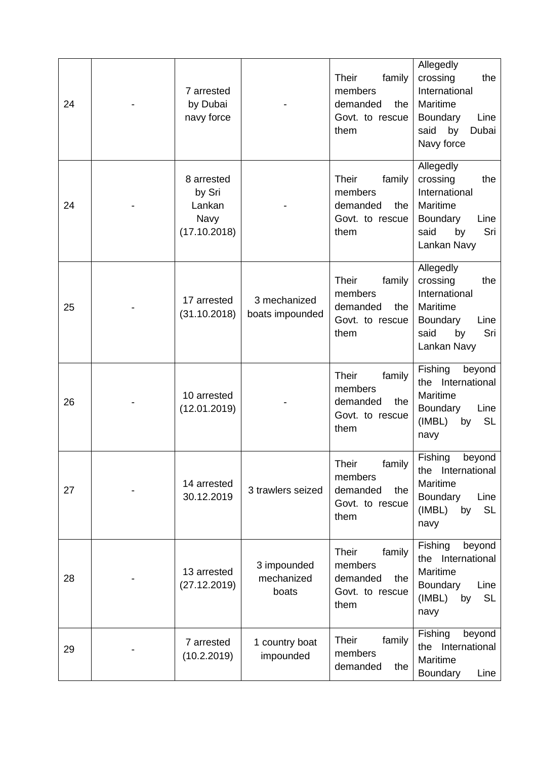| | | | | | |
|---|---|---|---|---|---|
| 24 | - | 7 arrested by Dubai navy force | - | Their family members demanded the Govt. to rescue them | Allegedly crossing the International Maritime Boundary Line said by Dubai Navy force |
| 24 | - | 8 arrested by Sri Lankan Navy (17.10.2018) | - | Their family members demanded the Govt. to rescue them | Allegedly crossing the International Maritime Boundary Line said by Sri Lankan Navy |
| 25 | - | 17 arrested (31.10.2018) | 3 mechanized boats impounded | Their family members demanded the Govt. to rescue them | Allegedly crossing the International Maritime Boundary Line said by Sri Lankan Navy |
| 26 | - | 10 arrested (12.01.2019) | - | Their family members demanded the Govt. to rescue them | Fishing beyond the International Maritime Boundary Line (IMBL) by SL navy |
| 27 | - | 14 arrested 30.12.2019 | 3 trawlers seized | Their family members demanded the Govt. to rescue them | Fishing beyond the International Maritime Boundary Line (IMBL) by SL navy |
| 28 | - | 13 arrested (27.12.2019) | 3 impounded mechanized boats | Their family members demanded the Govt. to rescue them | Fishing beyond the International Maritime Boundary Line (IMBL) by SL navy |
| 29 | - | 7 arrested (10.2.2019) | 1 country boat impounded | Their family members demanded the | Fishing beyond the International Maritime Boundary Line |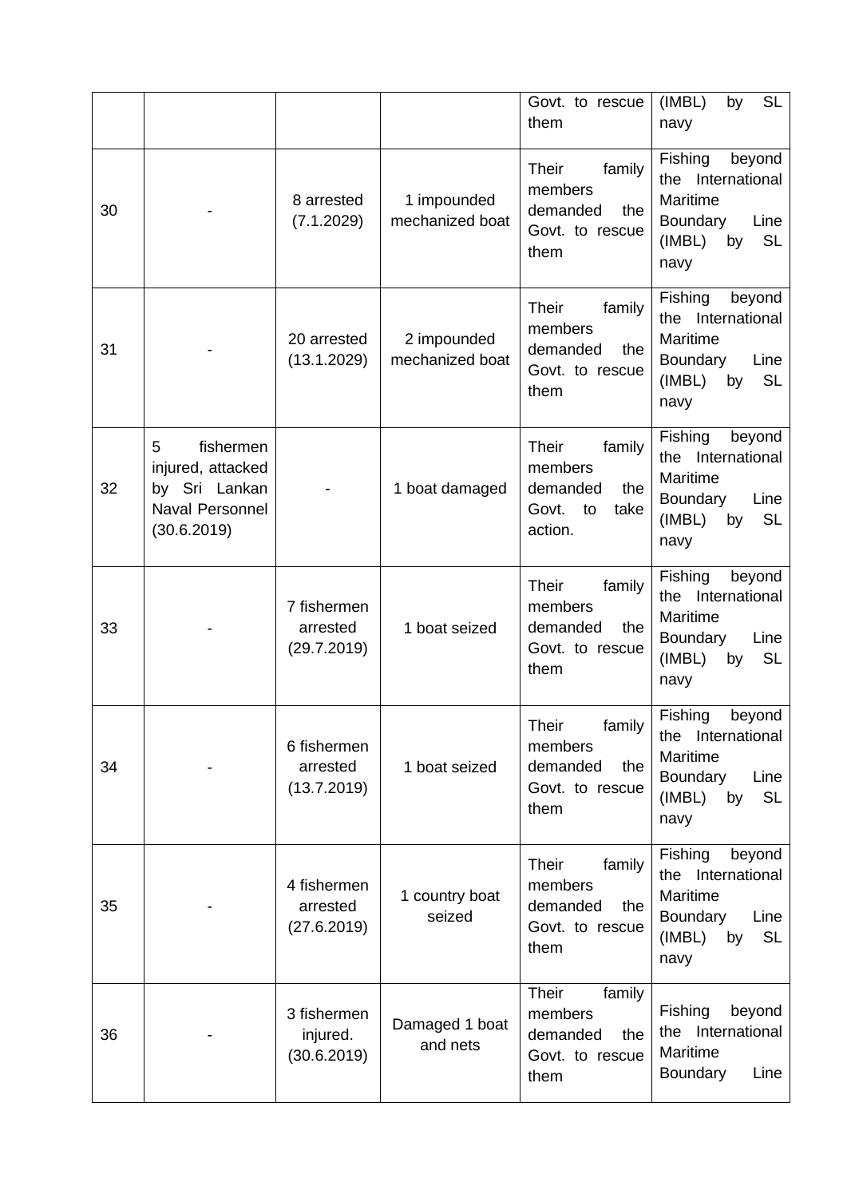|  |  |  |  | Govt. to rescue them | (IMBL) by SL navy |
|---|---|---|---|---|---|
| 30 | - | 8 arrested (7.1.2029) | 1 impounded mechanized boat | Their family members demanded the Govt. to rescue them | Fishing beyond the International Maritime Boundary Line (IMBL) by SL navy |
| 31 | - | 20 arrested (13.1.2029) | 2 impounded mechanized boat | Their family members demanded the Govt. to rescue them | Fishing beyond the International Maritime Boundary Line (IMBL) by SL navy |
| 32 | 5 fishermen injured, attacked by Sri Lankan Naval Personnel (30.6.2019) | - | 1 boat damaged | Their family members demanded the Govt. to take action. | Fishing beyond the International Maritime Boundary Line (IMBL) by SL navy |
| 33 | - | 7 fishermen arrested (29.7.2019) | 1 boat seized | Their family members demanded the Govt. to rescue them | Fishing beyond the International Maritime Boundary Line (IMBL) by SL navy |
| 34 | - | 6 fishermen arrested (13.7.2019) | 1 boat seized | Their family members demanded the Govt. to rescue them | Fishing beyond the International Maritime Boundary Line (IMBL) by SL navy |
| 35 | - | 4 fishermen arrested (27.6.2019) | 1 country boat seized | Their family members demanded the Govt. to rescue them | Fishing beyond the International Maritime Boundary Line (IMBL) by SL navy |
| 36 | - | 3 fishermen injured. (30.6.2019) | Damaged 1 boat and nets | Their family members demanded the Govt. to rescue them | Fishing beyond the International Maritime Boundary Line |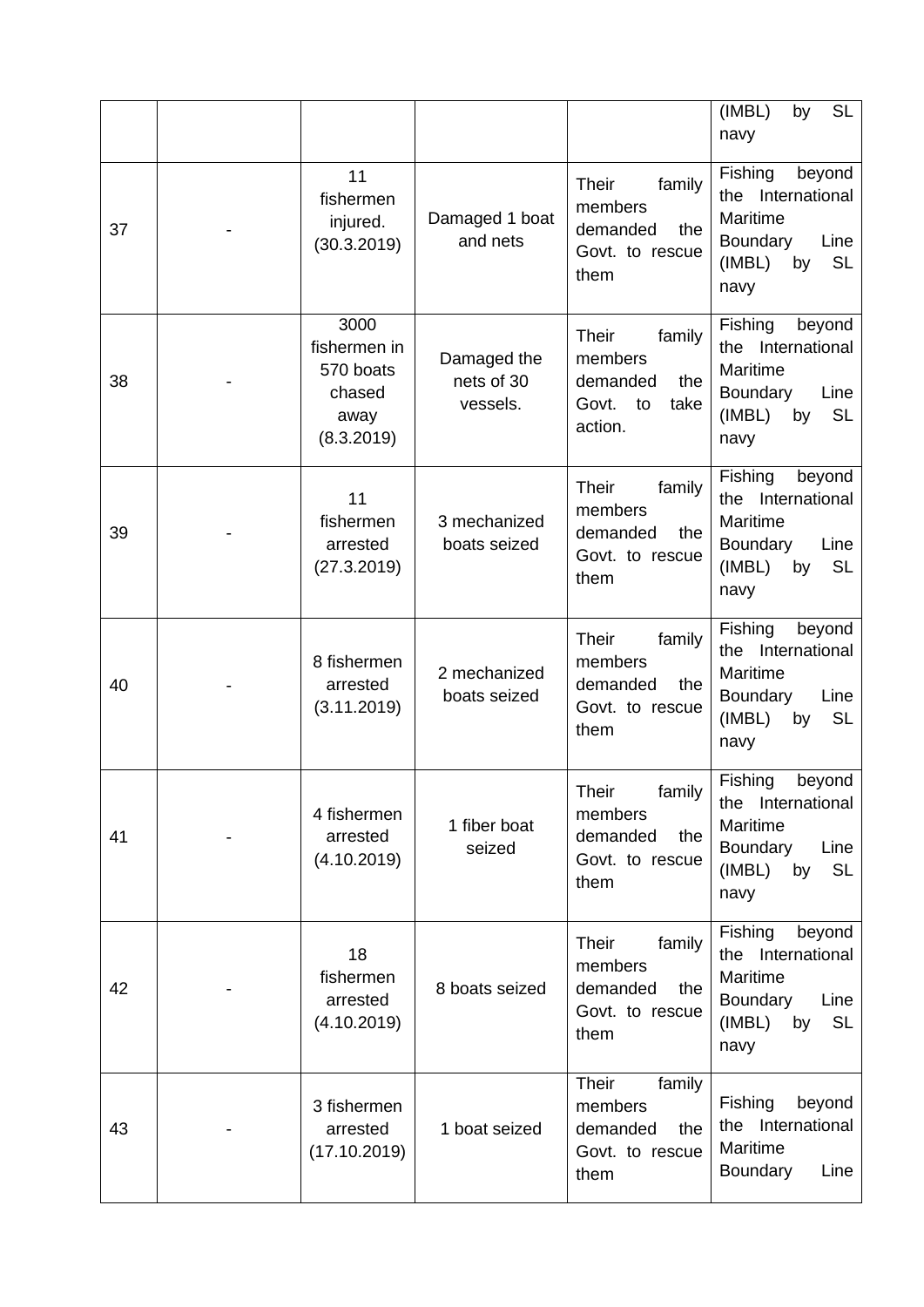| | | | | | |
|---|---|---|---|---|---|
| | | | | | (IMBL) by SL navy |
| 37 | - | 11 fishermen injured. (30.3.2019) | Damaged 1 boat and nets | Their family members demanded the Govt. to rescue them | Fishing beyond the International Maritime Boundary Line (IMBL) by SL navy |
| 38 | - | 3000 fishermen in 570 boats chased away (8.3.2019) | Damaged the nets of 30 vessels. | Their family members demanded the Govt. to take action. | Fishing beyond the International Maritime Boundary Line (IMBL) by SL navy |
| 39 | - | 11 fishermen arrested (27.3.2019) | 3 mechanized boats seized | Their family members demanded the Govt. to rescue them | Fishing beyond the International Maritime Boundary Line (IMBL) by SL navy |
| 40 | - | 8 fishermen arrested (3.11.2019) | 2 mechanized boats seized | Their family members demanded the Govt. to rescue them | Fishing beyond the International Maritime Boundary Line (IMBL) by SL navy |
| 41 | - | 4 fishermen arrested (4.10.2019) | 1 fiber boat seized | Their family members demanded the Govt. to rescue them | Fishing beyond the International Maritime Boundary Line (IMBL) by SL navy |
| 42 | - | 18 fishermen arrested (4.10.2019) | 8 boats seized | Their family members demanded the Govt. to rescue them | Fishing beyond the International Maritime Boundary Line (IMBL) by SL navy |
| 43 | - | 3 fishermen arrested (17.10.2019) | 1 boat seized | Their family members demanded the Govt. to rescue them | Fishing beyond the International Maritime Boundary Line |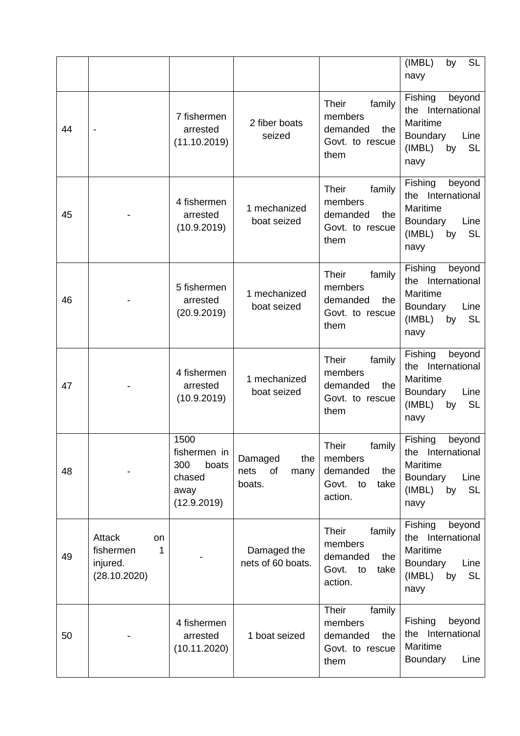| | | | | | (IMBL) by SL navy |
|---|---|---|---|---|---|
| 44 | - | 7 fishermen arrested (11.10.2019) | 2 fiber boats seized | Their family members demanded the Govt. to rescue them | Fishing beyond the International Maritime Boundary Line (IMBL) by SL navy |
| 45 | - | 4 fishermen arrested (10.9.2019) | 1 mechanized boat seized | Their family members demanded the Govt. to rescue them | Fishing beyond the International Maritime Boundary Line (IMBL) by SL navy |
| 46 | - | 5 fishermen arrested (20.9.2019) | 1 mechanized boat seized | Their family members demanded the Govt. to rescue them | Fishing beyond the International Maritime Boundary Line (IMBL) by SL navy |
| 47 | - | 4 fishermen arrested (10.9.2019) | 1 mechanized boat seized | Their family members demanded the Govt. to rescue them | Fishing beyond the International Maritime Boundary Line (IMBL) by SL navy |
| 48 | - | 1500 fishermen in 300 boats chased away (12.9.2019) | Damaged the nets of many boats. | Their family members demanded the Govt. to take action. | Fishing beyond the International Maritime Boundary Line (IMBL) by SL navy |
| 49 | Attack on fishermen 1 injured. (28.10.2020) | - | Damaged the nets of 60 boats. | Their family members demanded the Govt. to take action. | Fishing beyond the International Maritime Boundary Line (IMBL) by SL navy |
| 50 | - | 4 fishermen arrested (10.11.2020) | 1 boat seized | Their family members demanded the Govt. to rescue them | Fishing beyond the International Maritime Boundary Line |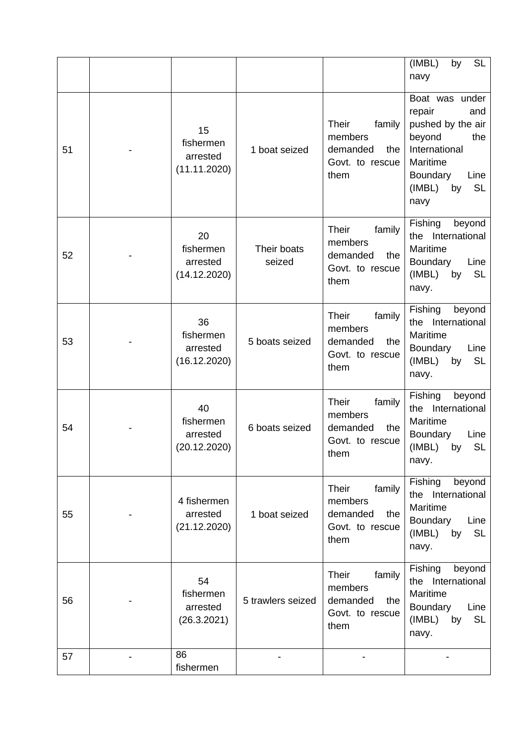| | | | | | |
|---|---|---|---|---|---|
| | | | | | (IMBL) by SL navy |
| 51 | - | 15 fishermen arrested (11.11.2020) | 1 boat seized | Their family members demanded the Govt. to rescue them | Boat was under repair and pushed by the air beyond the International Maritime Boundary Line (IMBL) by SL navy |
| 52 | - | 20 fishermen arrested (14.12.2020) | Their boats seized | Their family members demanded the Govt. to rescue them | Fishing beyond the International Maritime Boundary Line (IMBL) by SL navy. |
| 53 | - | 36 fishermen arrested (16.12.2020) | 5 boats seized | Their family members demanded the Govt. to rescue them | Fishing beyond the International Maritime Boundary Line (IMBL) by SL navy. |
| 54 | - | 40 fishermen arrested (20.12.2020) | 6 boats seized | Their family members demanded the Govt. to rescue them | Fishing beyond the International Maritime Boundary Line (IMBL) by SL navy. |
| 55 | - | 4 fishermen arrested (21.12.2020) | 1 boat seized | Their family members demanded the Govt. to rescue them | Fishing beyond the International Maritime Boundary Line (IMBL) by SL navy. |
| 56 | - | 54 fishermen arrested (26.3.2021) | 5 trawlers seized | Their family members demanded the Govt. to rescue them | Fishing beyond the International Maritime Boundary Line (IMBL) by SL navy. |
| 57 | - | 86 fishermen | - | - | - |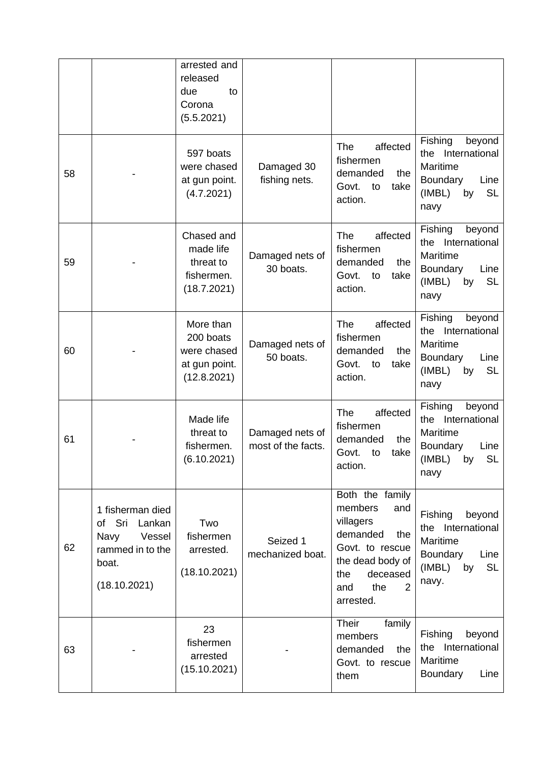|  |  |  |  |  |  |
|---|---|---|---|---|---|
|  |  | arrested and released due to Corona (5.5.2021) |  |  |  |
| 58 | - | 597 boats were chased at gun point. (4.7.2021) | Damaged 30 fishing nets. | The affected fishermen demanded the Govt. to take action. | Fishing beyond the International Maritime Boundary Line (IMBL) by SL navy |
| 59 | - | Chased and made life threat to fishermen. (18.7.2021) | Damaged nets of 30 boats. | The affected fishermen demanded the Govt. to take action. | Fishing beyond the International Maritime Boundary Line (IMBL) by SL navy |
| 60 | - | More than 200 boats were chased at gun point. (12.8.2021) | Damaged nets of 50 boats. | The affected fishermen demanded the Govt. to take action. | Fishing beyond the International Maritime Boundary Line (IMBL) by SL navy |
| 61 | - | Made life threat to fishermen. (6.10.2021) | Damaged nets of most of the facts. | The affected fishermen demanded the Govt. to take action. | Fishing beyond the International Maritime Boundary Line (IMBL) by SL navy |
| 62 | 1 fisherman died of Sri Lankan Navy Vessel rammed in to the boat. (18.10.2021) | Two fishermen arrested. (18.10.2021) | Seized 1 mechanized boat. | Both the family members and villagers demanded the Govt. to rescue the dead body of the deceased and the 2 arrested. | Fishing beyond the International Maritime Boundary Line (IMBL) by SL navy. |
| 63 | - | 23 fishermen arrested (15.10.2021) | - | Their family members demanded the Govt. to rescue them | Fishing beyond the International Maritime Boundary Line |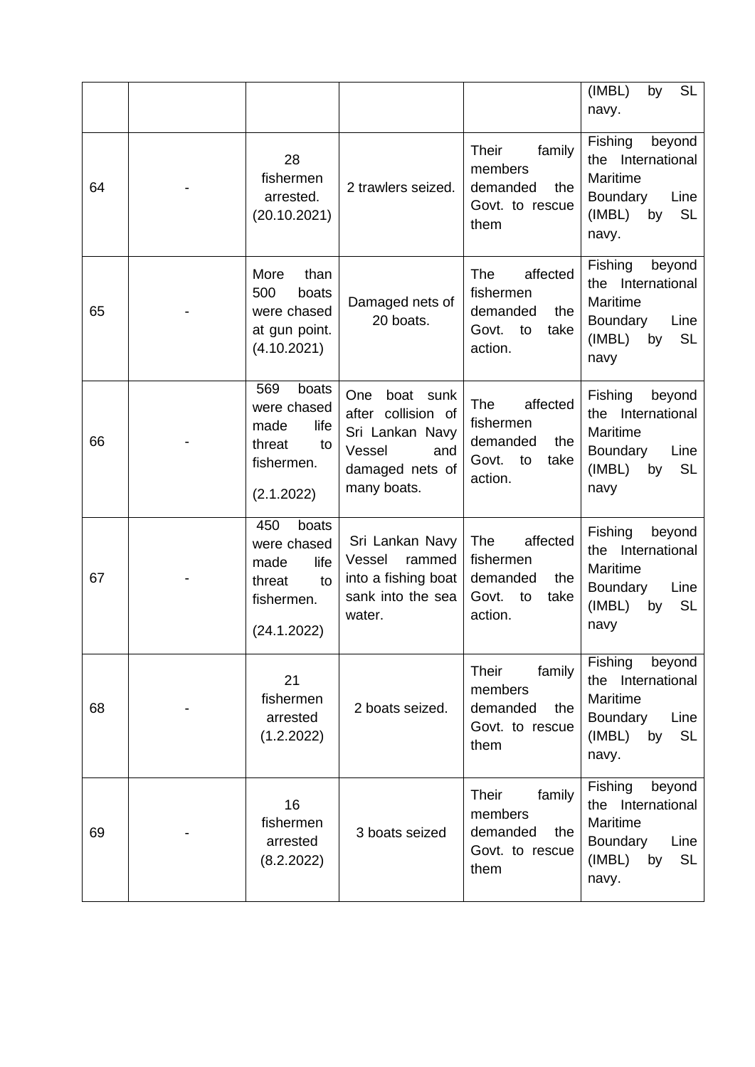| | | | | | |
|---|---|---|---|---|---|
| | | | | | (IMBL) by SL navy. |
| 64 | - | 28 fishermen arrested. (20.10.2021) | 2 trawlers seized. | Their family members demanded the Govt. to rescue them | Fishing beyond the International Maritime Boundary Line (IMBL) by SL navy. |
| 65 | - | More than 500 boats were chased at gun point. (4.10.2021) | Damaged nets of 20 boats. | The affected fishermen demanded the Govt. to take action. | Fishing beyond the International Maritime Boundary Line (IMBL) by SL navy |
| 66 | - | 569 boats were chased made life threat to fishermen. (2.1.2022) | One boat sunk after collision of Sri Lankan Navy Vessel and damaged nets of many boats. | The affected fishermen demanded the Govt. to take action. | Fishing beyond the International Maritime Boundary Line (IMBL) by SL navy |
| 67 | - | 450 boats were chased made life threat to fishermen. (24.1.2022) | Sri Lankan Navy Vessel rammed into a fishing boat sank into the sea water. | The affected fishermen demanded the Govt. to take action. | Fishing beyond the International Maritime Boundary Line (IMBL) by SL navy |
| 68 | - | 21 fishermen arrested (1.2.2022) | 2 boats seized. | Their family members demanded the Govt. to rescue them | Fishing beyond the International Maritime Boundary Line (IMBL) by SL navy. |
| 69 | - | 16 fishermen arrested (8.2.2022) | 3 boats seized | Their family members demanded the Govt. to rescue them | Fishing beyond the International Maritime Boundary Line (IMBL) by SL navy. |